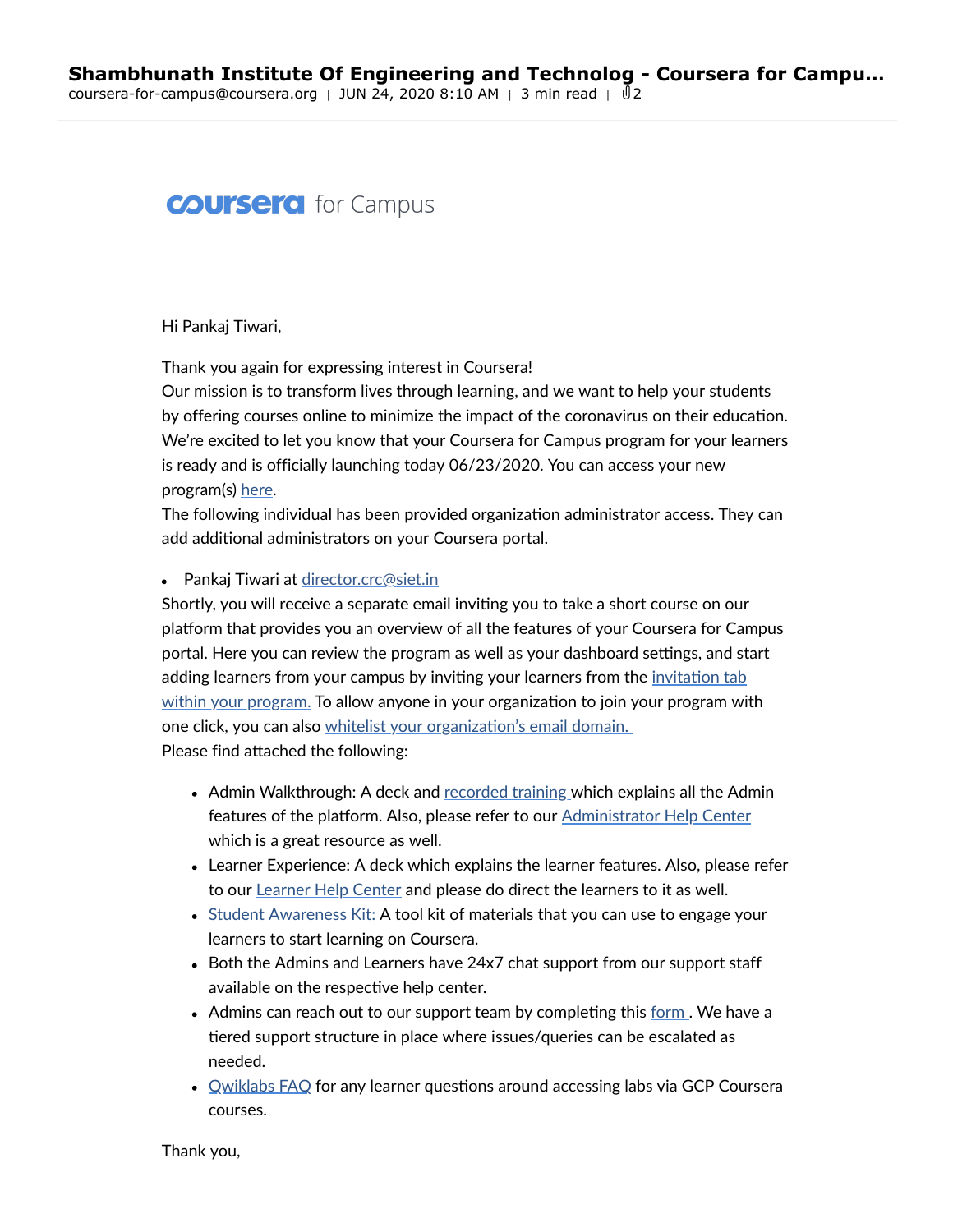**Shambhunath Institute Of Engineering and Technolog - Coursera for Campu...**

coursera-for-campus@coursera.org | JUN 24, 2020 8:10 AM | 3 min read | 2

coursera for Campus

Hi Pankaj Tiwari,

Thank you again for expressing interest in Coursera!
Our mission is to transform lives through learning, and we want to help your students by offering courses online to minimize the impact of the coronavirus on their education. We're excited to let you know that your Coursera for Campus program for your learners is ready and is officially launching today 06/23/2020. You can access your new program(s) here.
The following individual has been provided organization administrator access. They can add additional administrators on your Coursera portal.

- Pankaj Tiwari at director.crc@siet.in

Shortly, you will receive a separate email inviting you to take a short course on our platform that provides you an overview of all the features of your Coursera for Campus portal. Here you can review the program as well as your dashboard settings, and start adding learners from your campus by inviting your learners from the invitation tab within your program. To allow anyone in your organization to join your program with one click, you can also whitelist your organization's email domain.
Please find attached the following:

- Admin Walkthrough: A deck and recorded training which explains all the Admin features of the platform. Also, please refer to our Administrator Help Center which is a great resource as well.
- Learner Experience: A deck which explains the learner features. Also, please refer to our Learner Help Center and please do direct the learners to it as well.
- Student Awareness Kit: A tool kit of materials that you can use to engage your learners to start learning on Coursera.
- Both the Admins and Learners have 24x7 chat support from our support staff available on the respective help center.
- Admins can reach out to our support team by completing this form . We have a tiered support structure in place where issues/queries can be escalated as needed.
- Qwiklabs FAQ for any learner questions around accessing labs via GCP Coursera courses.

Thank you,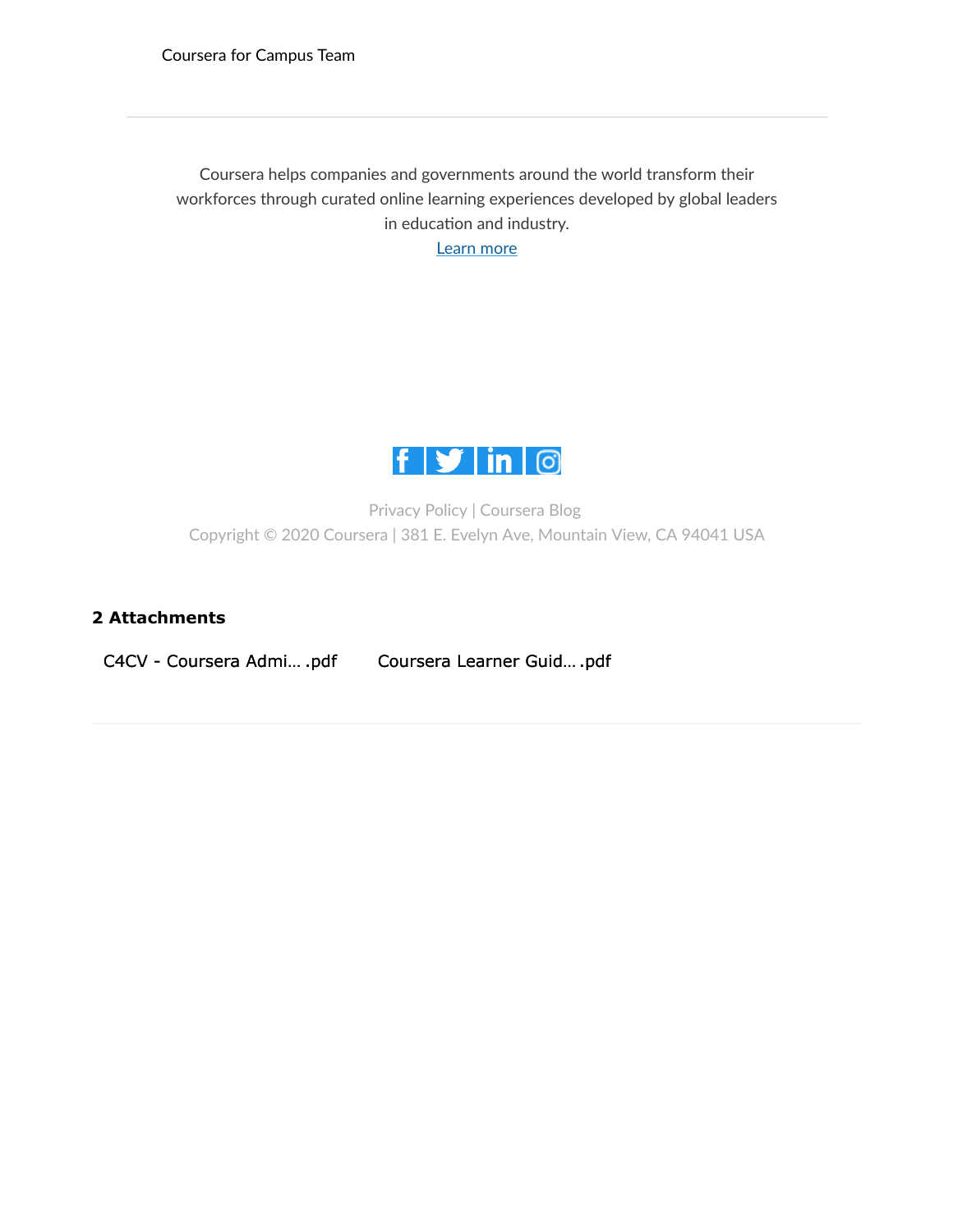Coursera for Campus Team

---

Coursera helps companies and governments around the world transform their workforces through curated online learning experiences developed by global leaders in education and industry.

Learn more

Privacy Policy | Coursera Blog

Copyright © 2020 Coursera | 381 E. Evelyn Ave, Mountain View, CA 94041 USA

**2 Attachments**

C4CV - Coursera Admi… .pdf

Coursera Learner Guid… .pdf